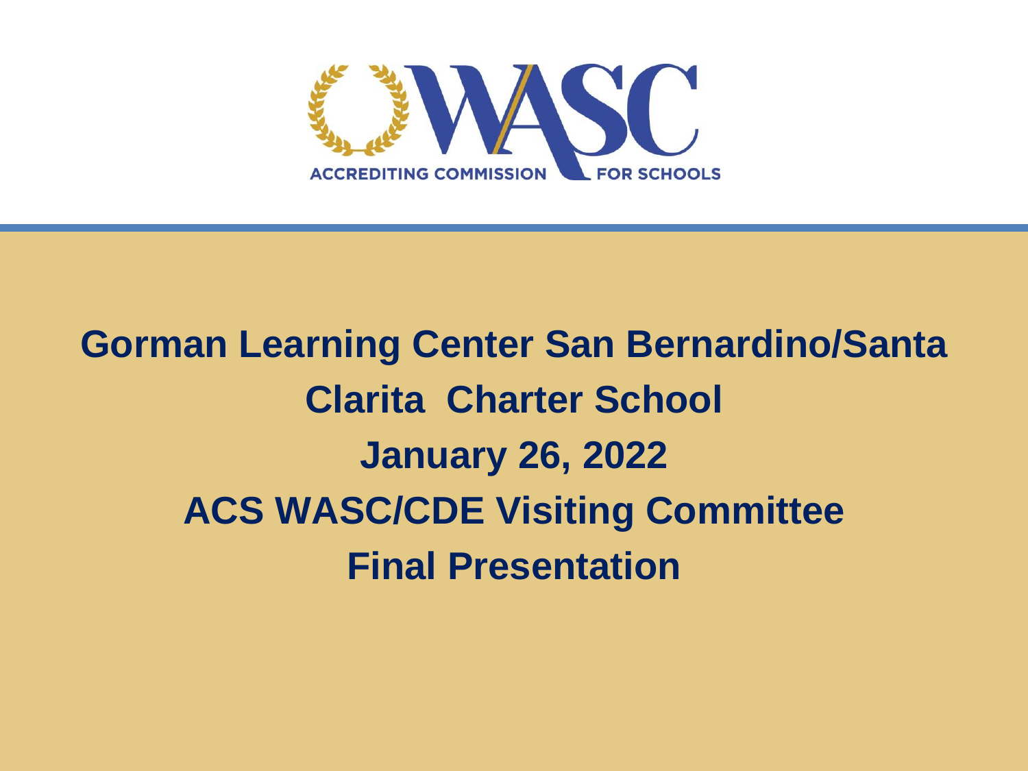WASC

ACCREDITING COMMISSION FOR SCHOOLS

# Gorman Learning Center San Bernardino/Santa Clarita Charter School

## January 26, 2022

## ACS WASC/CDE Visiting Committee

## Final Presentation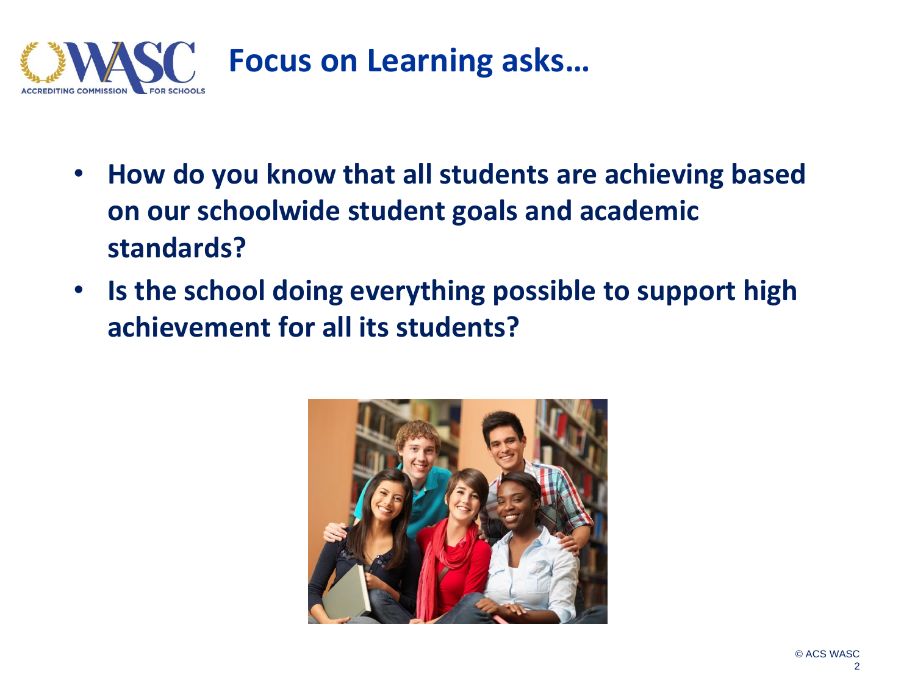# Focus on Learning asks…

- **How do you know that all students are achieving based on our schoolwide student goals and academic standards?**
- **Is the school doing everything possible to support high achievement for all its students?**

© ACS WASC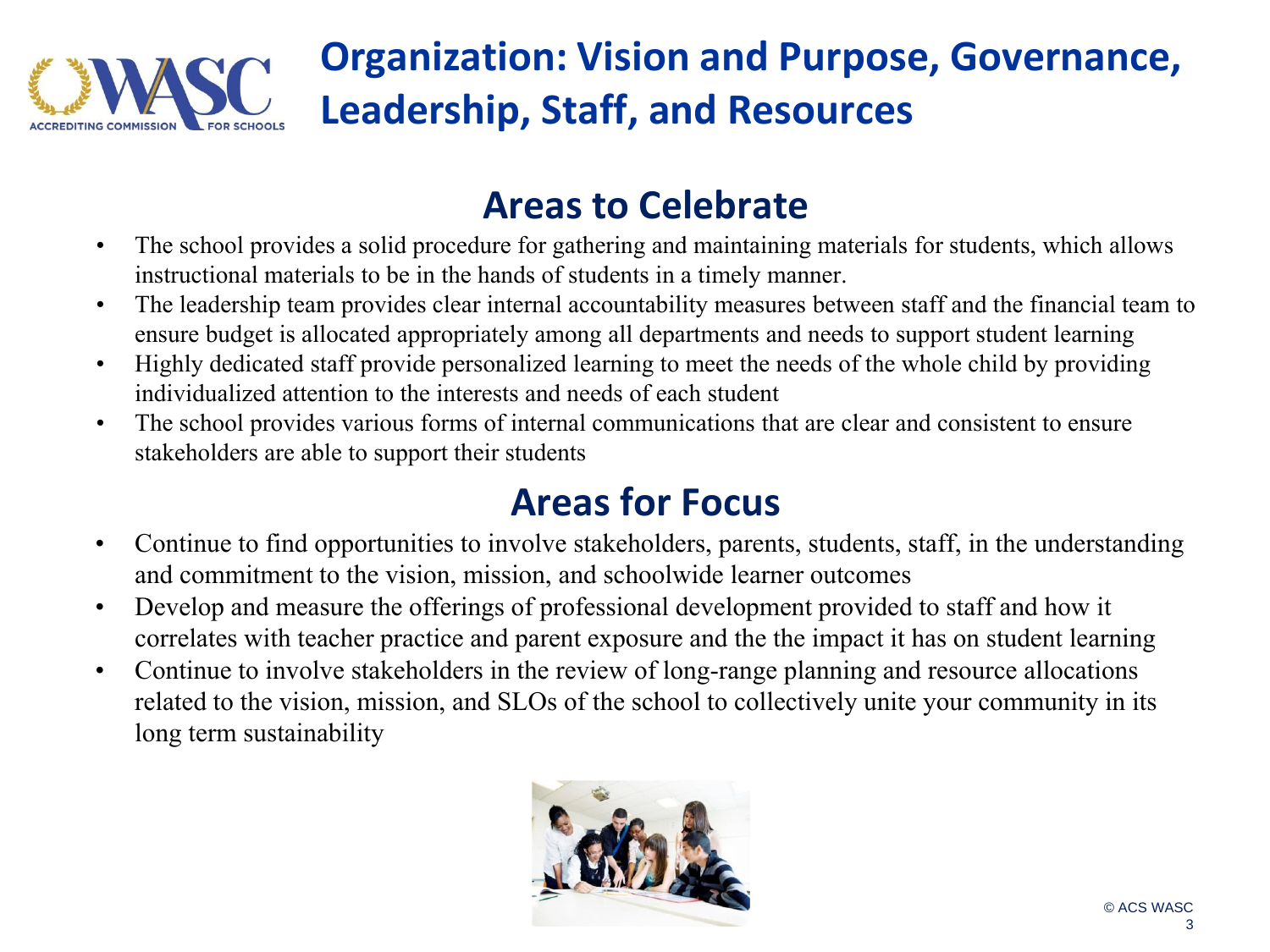# Organization: Vision and Purpose, Governance, Leadership, Staff, and Resources

## Areas to Celebrate

- The school provides a solid procedure for gathering and maintaining materials for students, which allows instructional materials to be in the hands of students in a timely manner.
- The leadership team provides clear internal accountability measures between staff and the financial team to ensure budget is allocated appropriately among all departments and needs to support student learning
- Highly dedicated staff provide personalized learning to meet the needs of the whole child by providing individualized attention to the interests and needs of each student
- The school provides various forms of internal communications that are clear and consistent to ensure stakeholders are able to support their students

## Areas for Focus

- Continue to find opportunities to involve stakeholders, parents, students, staff, in the understanding and commitment to the vision, mission, and schoolwide learner outcomes
- Develop and measure the offerings of professional development provided to staff and how it correlates with teacher practice and parent exposure and the the impact it has on student learning
- Continue to involve stakeholders in the review of long-range planning and resource allocations related to the vision, mission, and SLOs of the school to collectively unite your community in its long term sustainability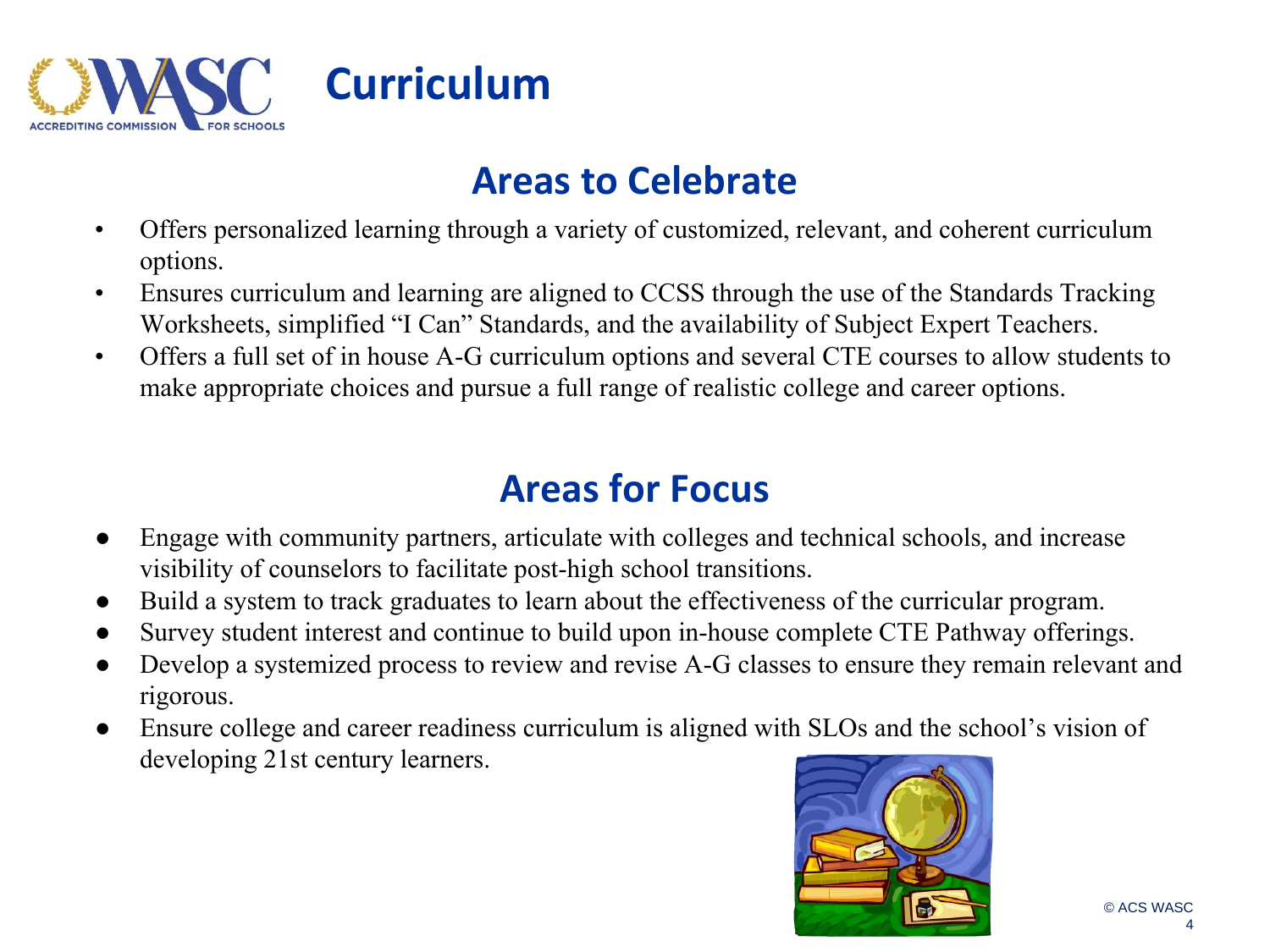# Curriculum

## Areas to Celebrate

- Offers personalized learning through a variety of customized, relevant, and coherent curriculum options.
- Ensures curriculum and learning are aligned to CCSS through the use of the Standards Tracking Worksheets, simplified "I Can" Standards, and the availability of Subject Expert Teachers.
- Offers a full set of in house A-G curriculum options and several CTE courses to allow students to make appropriate choices and pursue a full range of realistic college and career options.

## Areas for Focus

- Engage with community partners, articulate with colleges and technical schools, and increase visibility of counselors to facilitate post-high school transitions.
- Build a system to track graduates to learn about the effectiveness of the curricular program.
- Survey student interest and continue to build upon in-house complete CTE Pathway offerings.
- Develop a systemized process to review and revise A-G classes to ensure they remain relevant and rigorous.
- Ensure college and career readiness curriculum is aligned with SLOs and the school's vision of developing 21st century learners.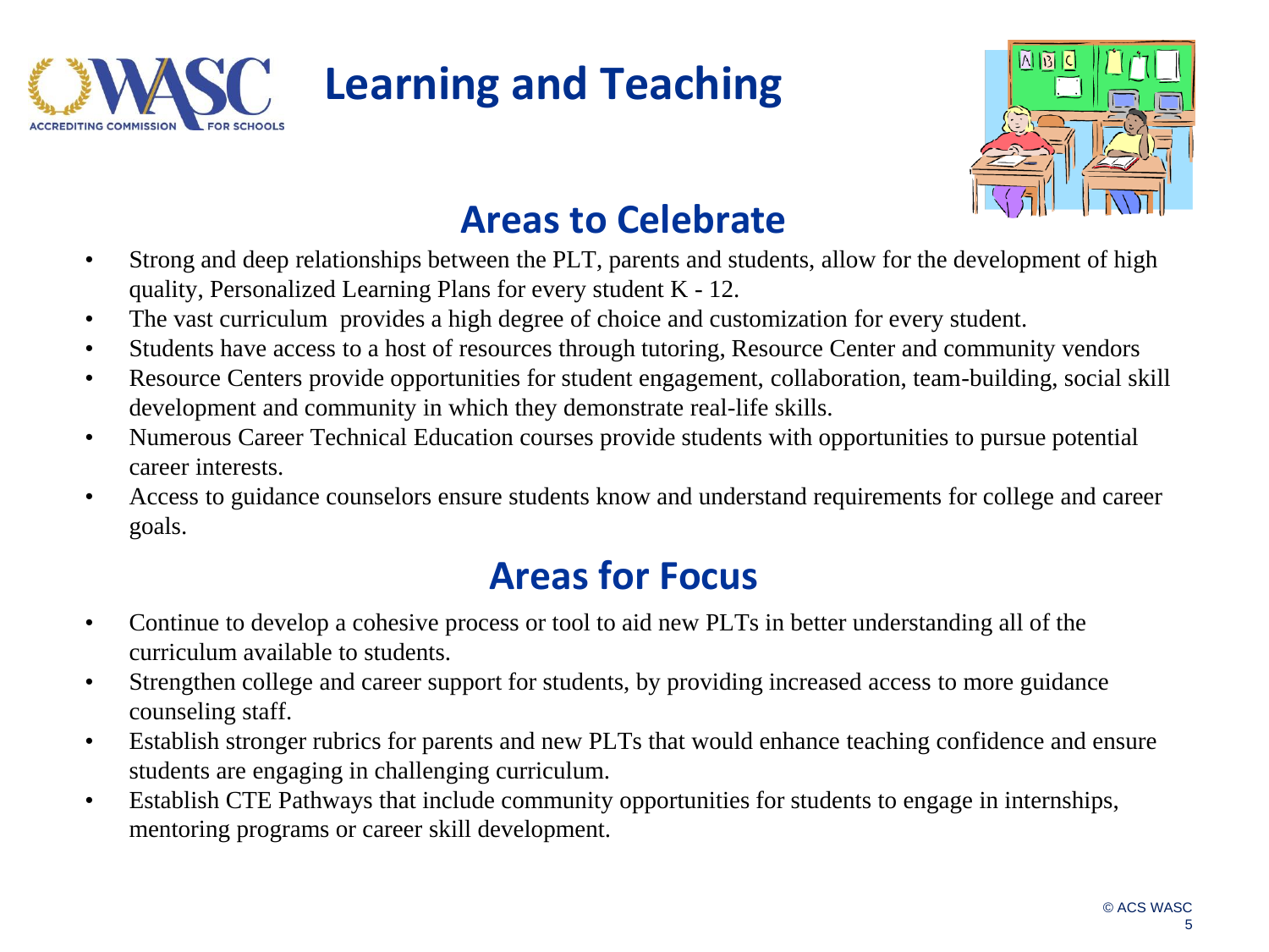# Learning and Teaching

## Areas to Celebrate

- Strong and deep relationships between the PLT, parents and students, allow for the development of high quality, Personalized Learning Plans for every student K - 12.
- The vast curriculum provides a high degree of choice and customization for every student.
- Students have access to a host of resources through tutoring, Resource Center and community vendors
- Resource Centers provide opportunities for student engagement, collaboration, team-building, social skill development and community in which they demonstrate real-life skills.
- Numerous Career Technical Education courses provide students with opportunities to pursue potential career interests.
- Access to guidance counselors ensure students know and understand requirements for college and career goals.

## Areas for Focus

- Continue to develop a cohesive process or tool to aid new PLTs in better understanding all of the curriculum available to students.
- Strengthen college and career support for students, by providing increased access to more guidance counseling staff.
- Establish stronger rubrics for parents and new PLTs that would enhance teaching confidence and ensure students are engaging in challenging curriculum.
- Establish CTE Pathways that include community opportunities for students to engage in internships, mentoring programs or career skill development.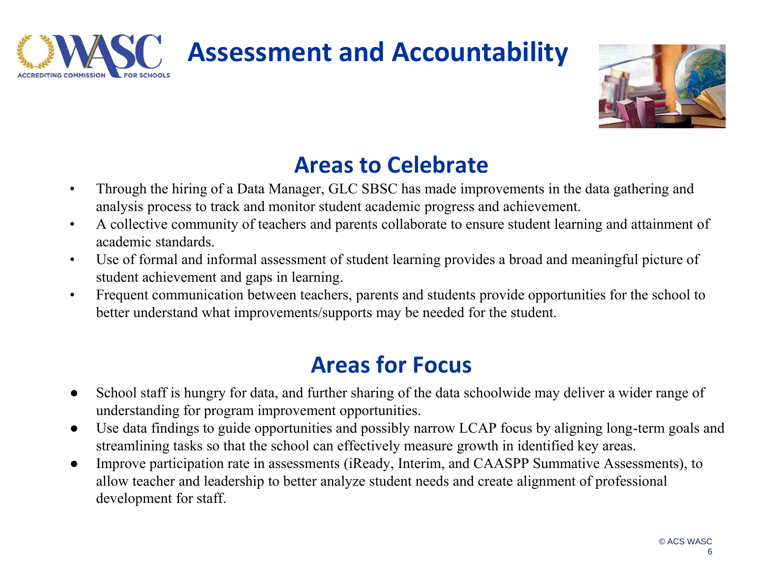# Assessment and Accountability

## Areas to Celebrate

- Through the hiring of a Data Manager, GLC SBSC has made improvements in the data gathering and analysis process to track and monitor student academic progress and achievement.
- A collective community of teachers and parents collaborate to ensure student learning and attainment of academic standards.
- Use of formal and informal assessment of student learning provides a broad and meaningful picture of student achievement and gaps in learning.
- Frequent communication between teachers, parents and students provide opportunities for the school to better understand what improvements/supports may be needed for the student.

## Areas for Focus

- School staff is hungry for data, and further sharing of the data schoolwide may deliver a wider range of understanding for program improvement opportunities.
- Use data findings to guide opportunities and possibly narrow LCAP focus by aligning long-term goals and streamlining tasks so that the school can effectively measure growth in identified key areas.
- Improve participation rate in assessments (iReady, Interim, and CAASPP Summative Assessments), to allow teacher and leadership to better analyze student needs and create alignment of professional development for staff.

© ACS WASC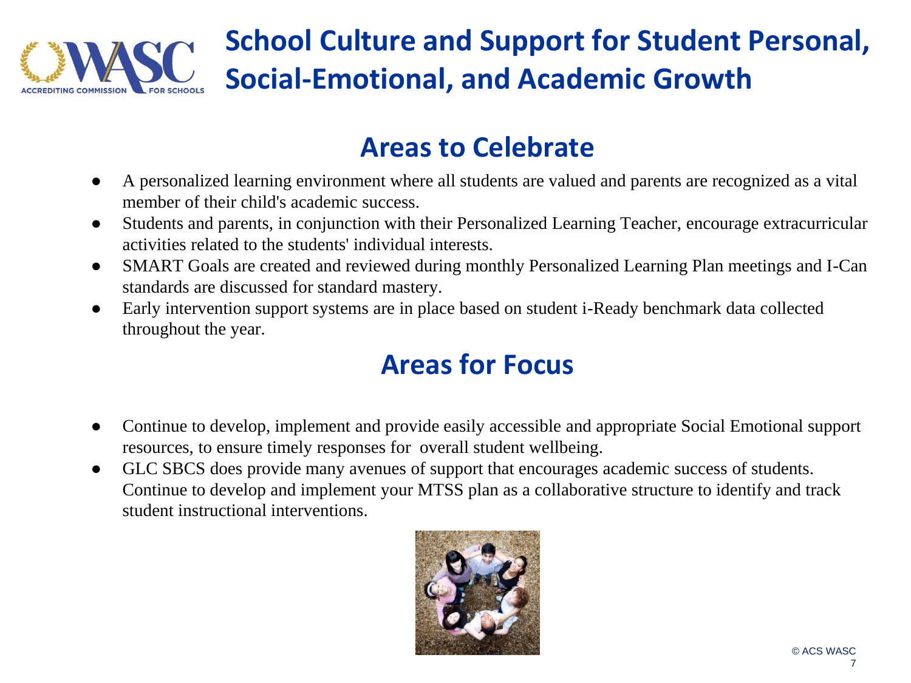# School Culture and Support for Student Personal, Social-Emotional, and Academic Growth

## Areas to Celebrate

- A personalized learning environment where all students are valued and parents are recognized as a vital member of their child's academic success.
- Students and parents, in conjunction with their Personalized Learning Teacher, encourage extracurricular activities related to the students' individual interests.
- SMART Goals are created and reviewed during monthly Personalized Learning Plan meetings and I-Can standards are discussed for standard mastery.
- Early intervention support systems are in place based on student i-Ready benchmark data collected throughout the year.

## Areas for Focus

- Continue to develop, implement and provide easily accessible and appropriate Social Emotional support resources, to ensure timely responses for overall student wellbeing.
- GLC SBCS does provide many avenues of support that encourages academic success of students. Continue to develop and implement your MTSS plan as a collaborative structure to identify and track student instructional interventions.

© ACS WASC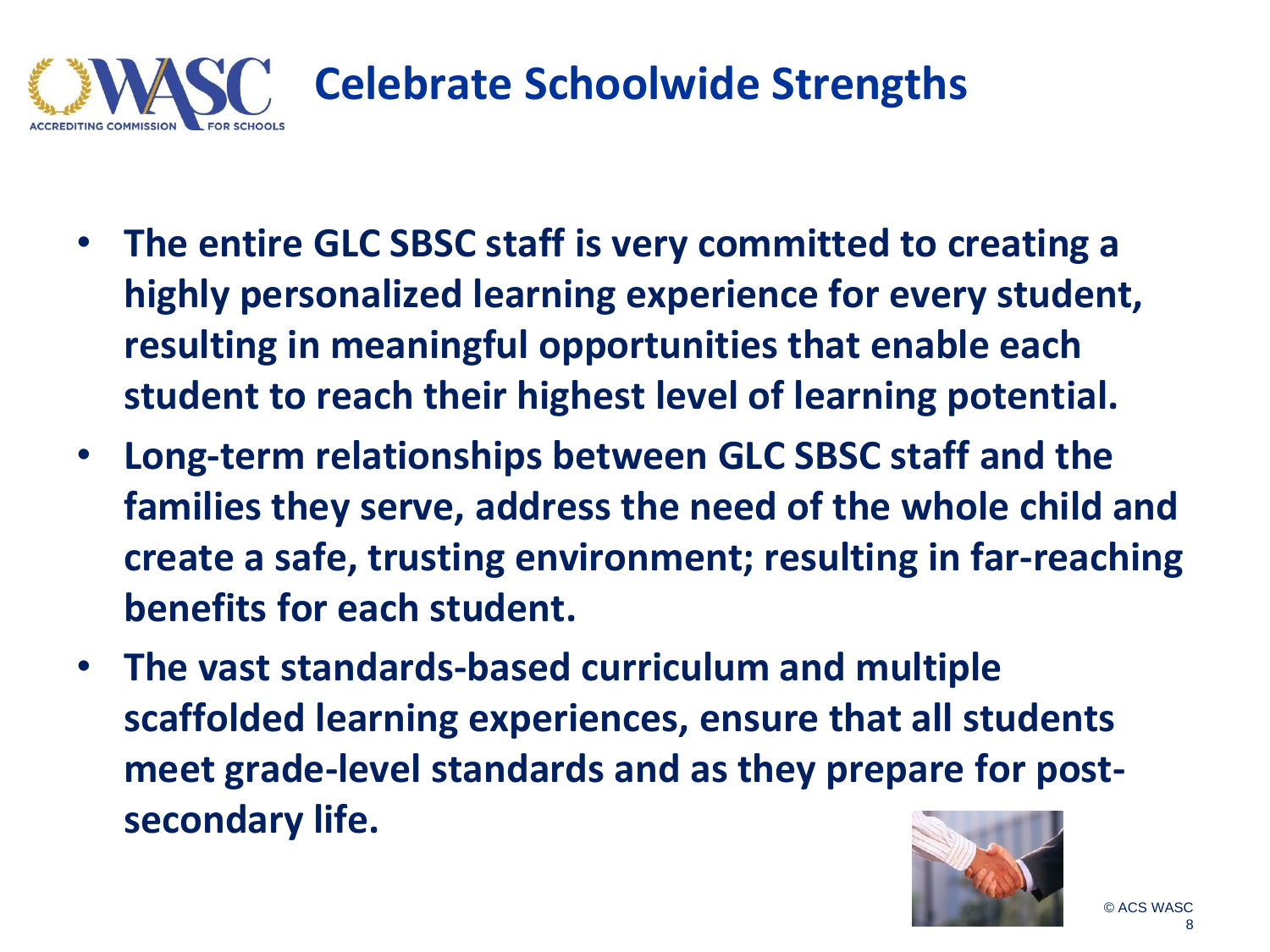# Celebrate Schoolwide Strengths

- **The entire GLC SBSC staff is very committed to creating a highly personalized learning experience for every student, resulting in meaningful opportunities that enable each student to reach their highest level of learning potential.**
- **Long-term relationships between GLC SBSC staff and the families they serve, address the need of the whole child and create a safe, trusting environment; resulting in far-reaching benefits for each student.**
- **The vast standards-based curriculum and multiple scaffolded learning experiences, ensure that all students meet grade-level standards and as they prepare for post-secondary life.**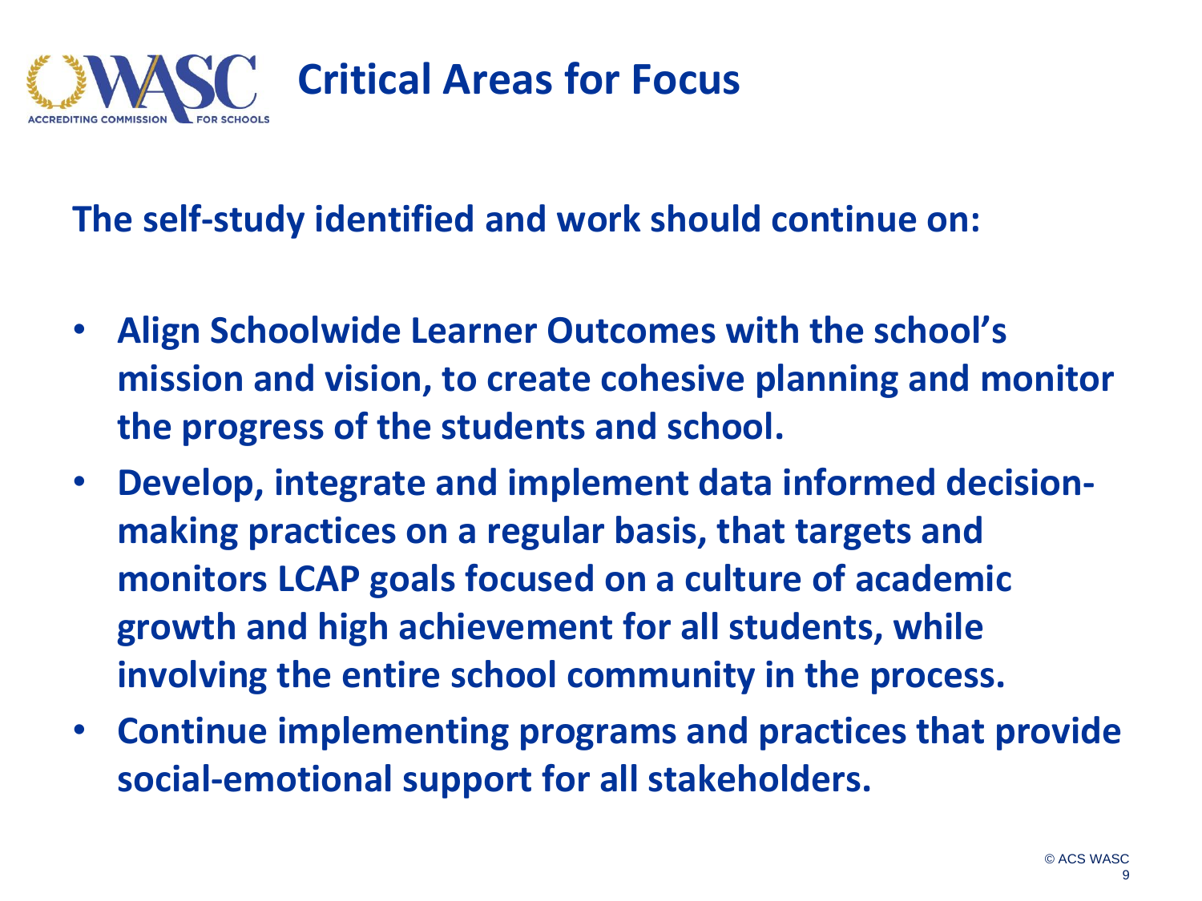# Critical Areas for Focus

**The self-study identified and work should continue on:**

- **Align Schoolwide Learner Outcomes with the school's mission and vision, to create cohesive planning and monitor the progress of the students and school.**
- **Develop, integrate and implement data informed decision-making practices on a regular basis, that targets and monitors LCAP goals focused on a culture of academic growth and high achievement for all students, while involving the entire school community in the process.**
- **Continue implementing programs and practices that provide social-emotional support for all stakeholders.**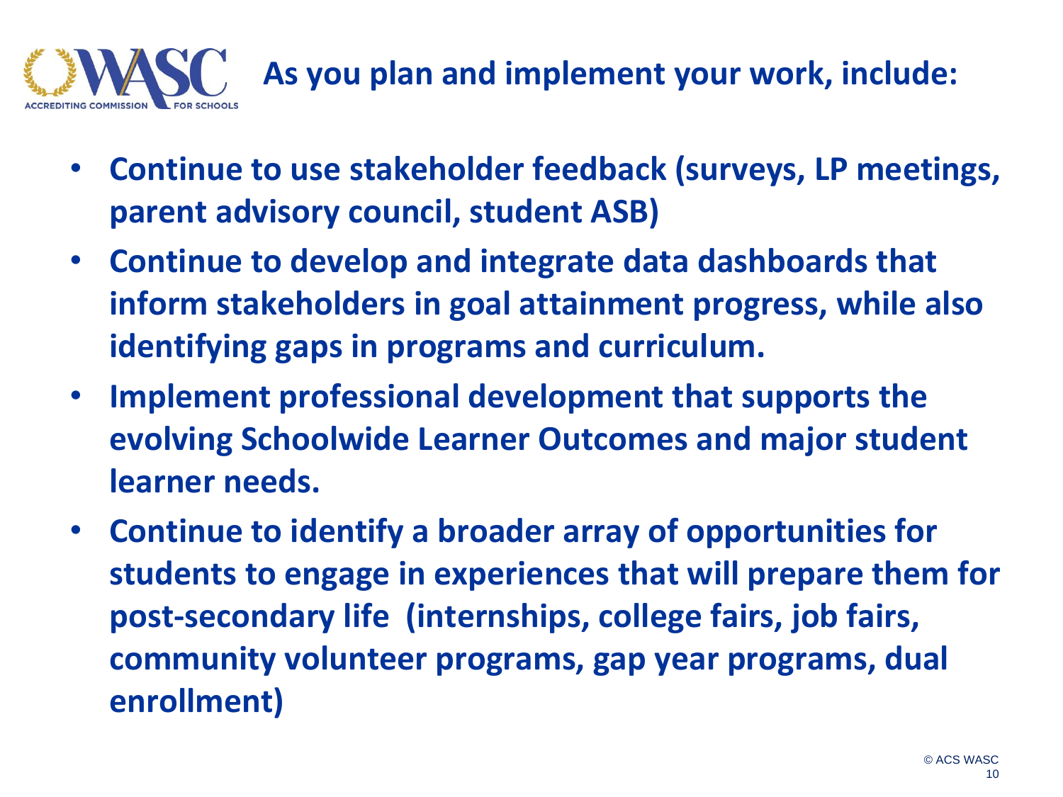## As you plan and implement your work, include:

- **Continue to use stakeholder feedback (surveys, LP meetings, parent advisory council, student ASB)**
- **Continue to develop and integrate data dashboards that inform stakeholders in goal attainment progress, while also identifying gaps in programs and curriculum.**
- **Implement professional development that supports the evolving Schoolwide Learner Outcomes and major student learner needs.**
- **Continue to identify a broader array of opportunities for students to engage in experiences that will prepare them for post-secondary life (internships, college fairs, job fairs, community volunteer programs, gap year programs, dual enrollment)**

© ACS WASC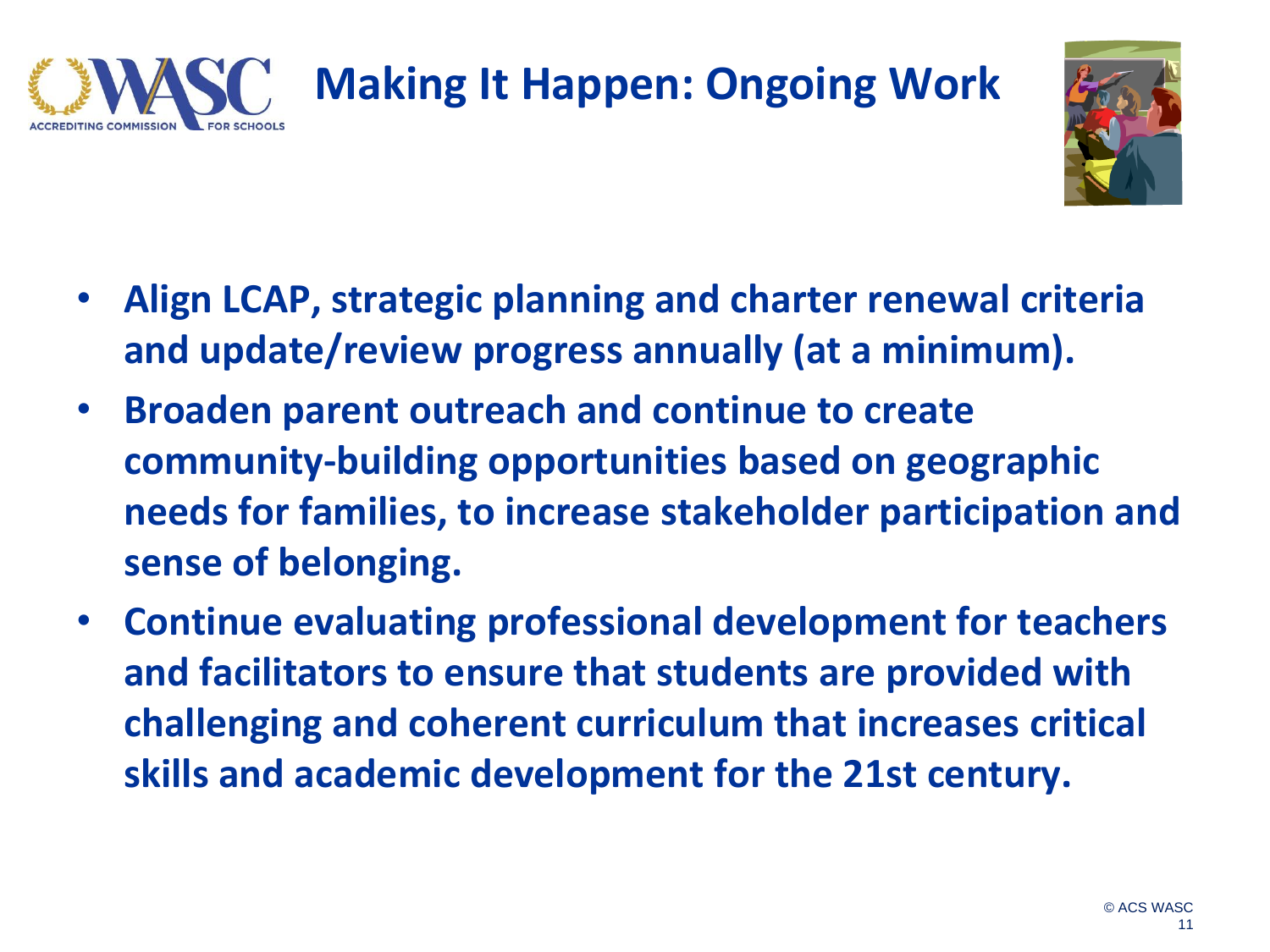# Making It Happen: Ongoing Work

- **Align LCAP, strategic planning and charter renewal criteria and update/review progress annually (at a minimum).**
- **Broaden parent outreach and continue to create community-building opportunities based on geographic needs for families, to increase stakeholder participation and sense of belonging.**
- **Continue evaluating professional development for teachers and facilitators to ensure that students are provided with challenging and coherent curriculum that increases critical skills and academic development for the 21st century.**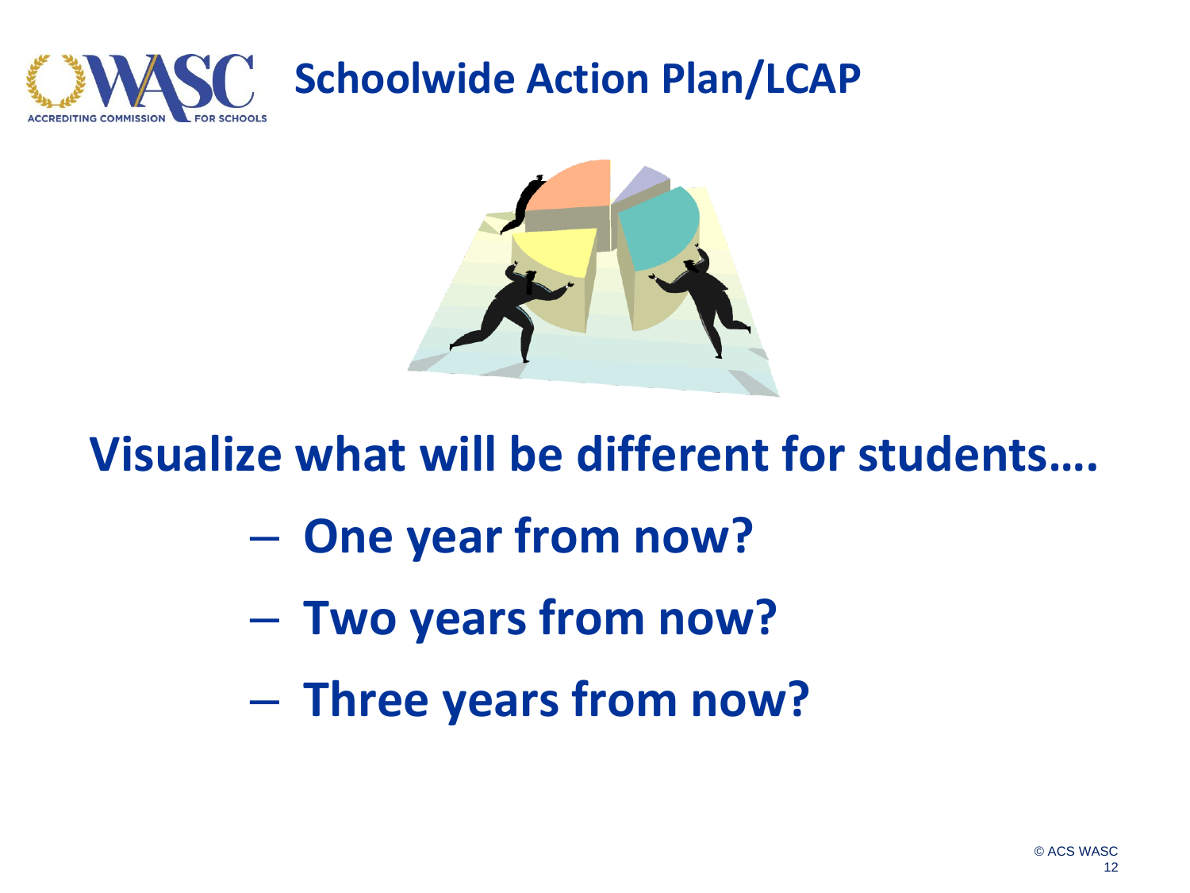# Schoolwide Action Plan/LCAP

## Visualize what will be different for students….

- One year from now?
- Two years from now?
- Three years from now?